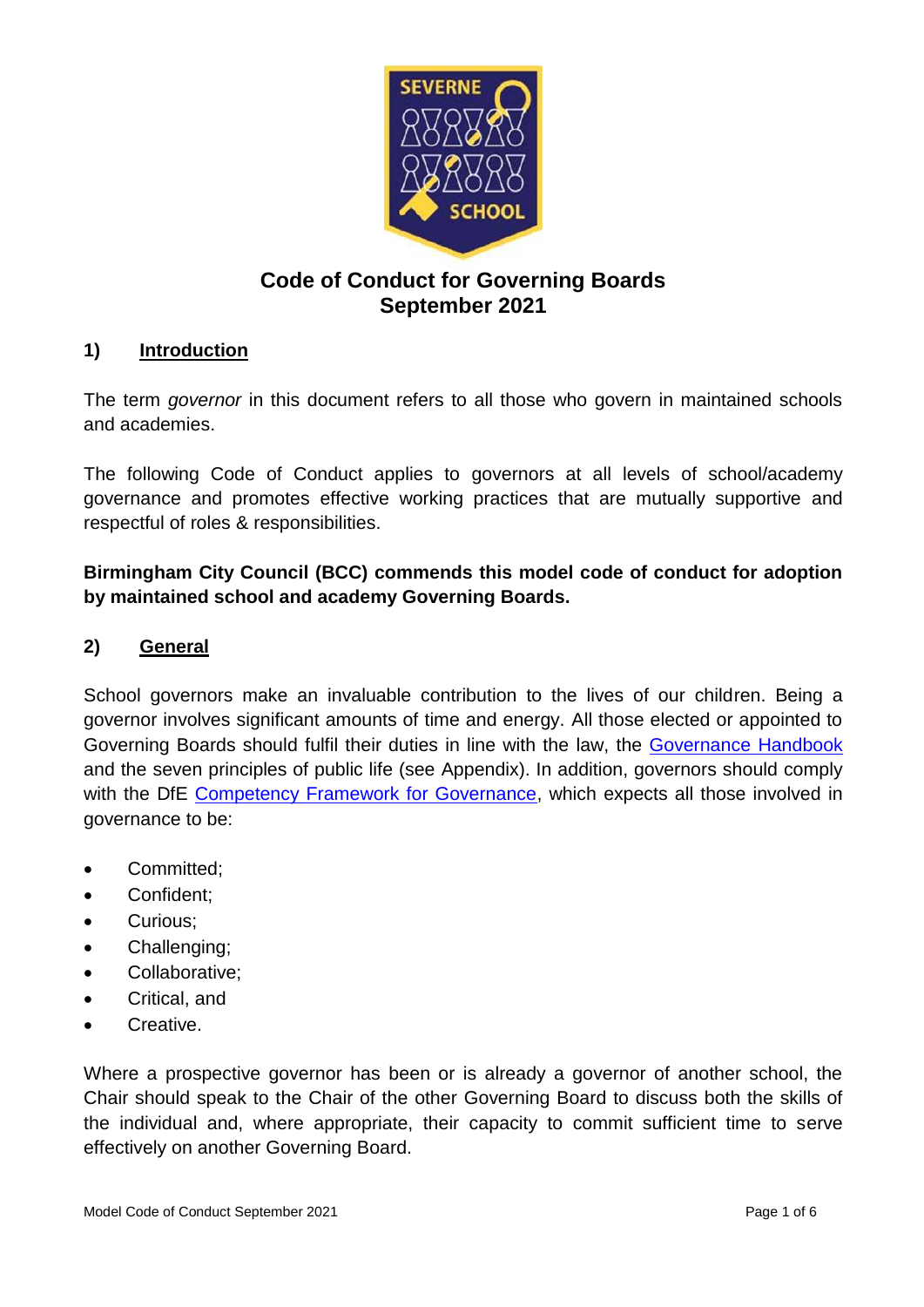# Code of Conduct for Governing Boards
# September 2021

## 1) Introduction

The term *governor* in this document refers to all those who govern in maintained schools and academies.

The following Code of Conduct applies to governors at all levels of school/academy governance and promotes effective working practices that are mutually supportive and respectful of roles & responsibilities.

**Birmingham City Council (BCC) commends this model code of conduct for adoption by maintained school and academy Governing Boards.**

## 2) General

School governors make an invaluable contribution to the lives of our children. Being a governor involves significant amounts of time and energy. All those elected or appointed to Governing Boards should fulfil their duties in line with the law, the Governance Handbook and the seven principles of public life (see Appendix). In addition, governors should comply with the DfE Competency Framework for Governance, which expects all those involved in governance to be:

- Committed;
- Confident;
- Curious;
- Challenging;
- Collaborative;
- Critical, and
- Creative.

Where a prospective governor has been or is already a governor of another school, the Chair should speak to the Chair of the other Governing Board to discuss both the skills of the individual and, where appropriate, their capacity to commit sufficient time to serve effectively on another Governing Board.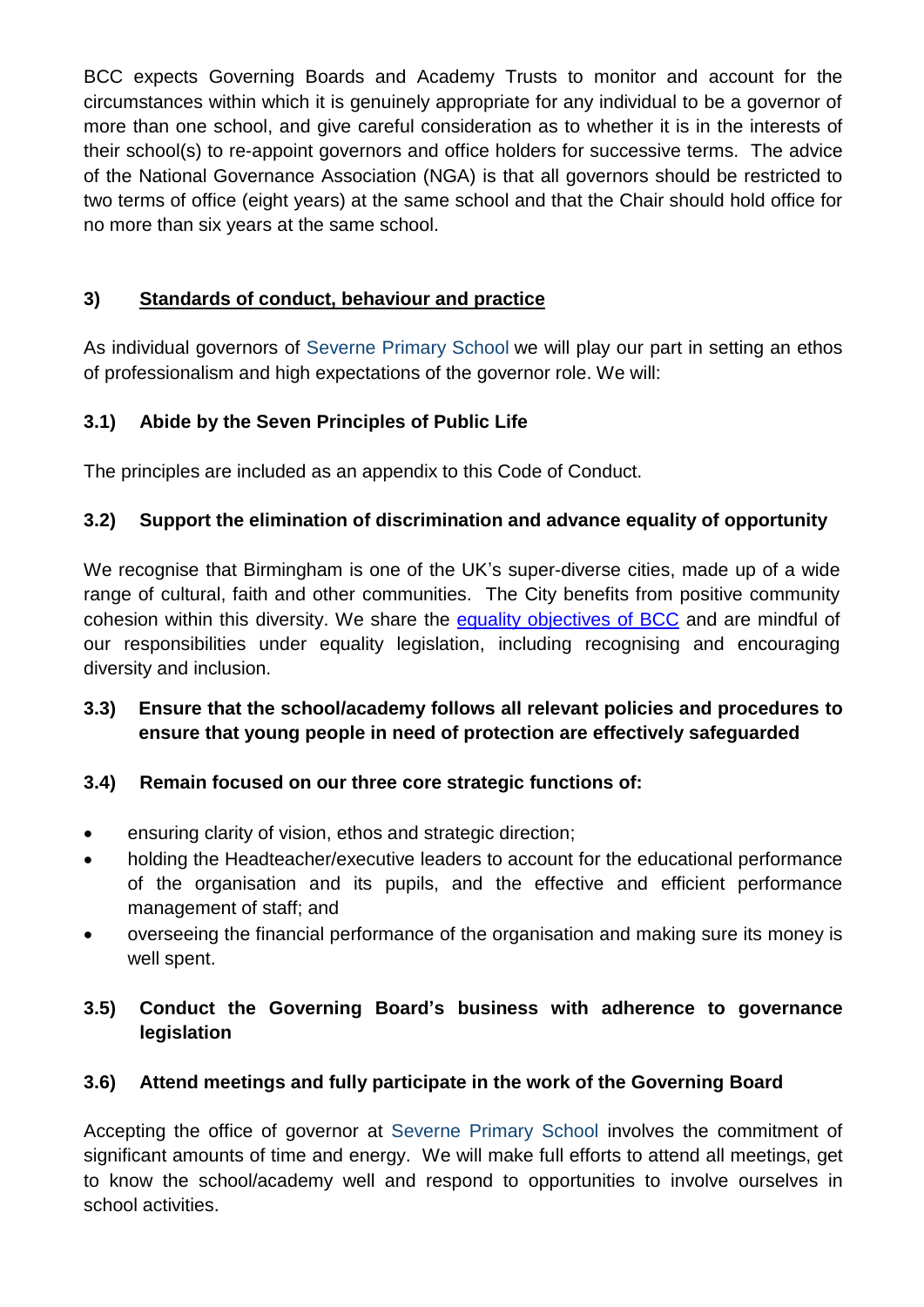BCC expects Governing Boards and Academy Trusts to monitor and account for the circumstances within which it is genuinely appropriate for any individual to be a governor of more than one school, and give careful consideration as to whether it is in the interests of their school(s) to re-appoint governors and office holders for successive terms. The advice of the National Governance Association (NGA) is that all governors should be restricted to two terms of office (eight years) at the same school and that the Chair should hold office for no more than six years at the same school.

## 3) Standards of conduct, behaviour and practice

As individual governors of Severne Primary School we will play our part in setting an ethos of professionalism and high expectations of the governor role. We will:

### 3.1) Abide by the Seven Principles of Public Life

The principles are included as an appendix to this Code of Conduct.

### 3.2) Support the elimination of discrimination and advance equality of opportunity

We recognise that Birmingham is one of the UK's super-diverse cities, made up of a wide range of cultural, faith and other communities. The City benefits from positive community cohesion within this diversity. We share the equality objectives of BCC and are mindful of our responsibilities under equality legislation, including recognising and encouraging diversity and inclusion.

### 3.3) Ensure that the school/academy follows all relevant policies and procedures to ensure that young people in need of protection are effectively safeguarded

### 3.4) Remain focused on our three core strategic functions of:

- ensuring clarity of vision, ethos and strategic direction;
- holding the Headteacher/executive leaders to account for the educational performance of the organisation and its pupils, and the effective and efficient performance management of staff; and
- overseeing the financial performance of the organisation and making sure its money is well spent.

### 3.5) Conduct the Governing Board's business with adherence to governance legislation

### 3.6) Attend meetings and fully participate in the work of the Governing Board

Accepting the office of governor at Severne Primary School involves the commitment of significant amounts of time and energy. We will make full efforts to attend all meetings, get to know the school/academy well and respond to opportunities to involve ourselves in school activities.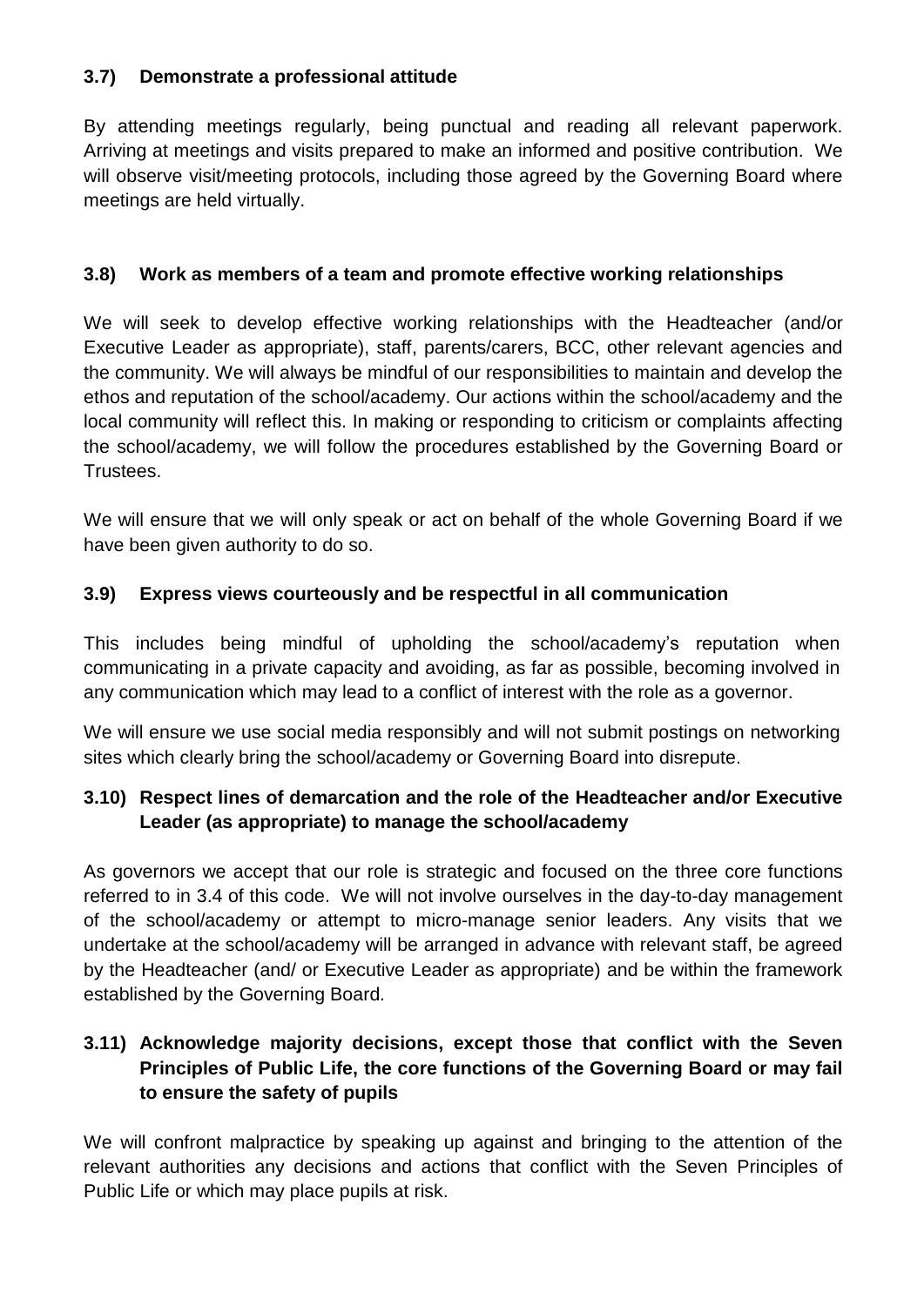### 3.7) Demonstrate a professional attitude

By attending meetings regularly, being punctual and reading all relevant paperwork. Arriving at meetings and visits prepared to make an informed and positive contribution. We will observe visit/meeting protocols, including those agreed by the Governing Board where meetings are held virtually.

### 3.8) Work as members of a team and promote effective working relationships

We will seek to develop effective working relationships with the Headteacher (and/or Executive Leader as appropriate), staff, parents/carers, BCC, other relevant agencies and the community. We will always be mindful of our responsibilities to maintain and develop the ethos and reputation of the school/academy. Our actions within the school/academy and the local community will reflect this. In making or responding to criticism or complaints affecting the school/academy, we will follow the procedures established by the Governing Board or Trustees.

We will ensure that we will only speak or act on behalf of the whole Governing Board if we have been given authority to do so.

### 3.9) Express views courteously and be respectful in all communication

This includes being mindful of upholding the school/academy's reputation when communicating in a private capacity and avoiding, as far as possible, becoming involved in any communication which may lead to a conflict of interest with the role as a governor.

We will ensure we use social media responsibly and will not submit postings on networking sites which clearly bring the school/academy or Governing Board into disrepute.

### 3.10) Respect lines of demarcation and the role of the Headteacher and/or Executive Leader (as appropriate) to manage the school/academy

As governors we accept that our role is strategic and focused on the three core functions referred to in 3.4 of this code. We will not involve ourselves in the day-to-day management of the school/academy or attempt to micro-manage senior leaders. Any visits that we undertake at the school/academy will be arranged in advance with relevant staff, be agreed by the Headteacher (and/ or Executive Leader as appropriate) and be within the framework established by the Governing Board.

### 3.11) Acknowledge majority decisions, except those that conflict with the Seven Principles of Public Life, the core functions of the Governing Board or may fail to ensure the safety of pupils

We will confront malpractice by speaking up against and bringing to the attention of the relevant authorities any decisions and actions that conflict with the Seven Principles of Public Life or which may place pupils at risk.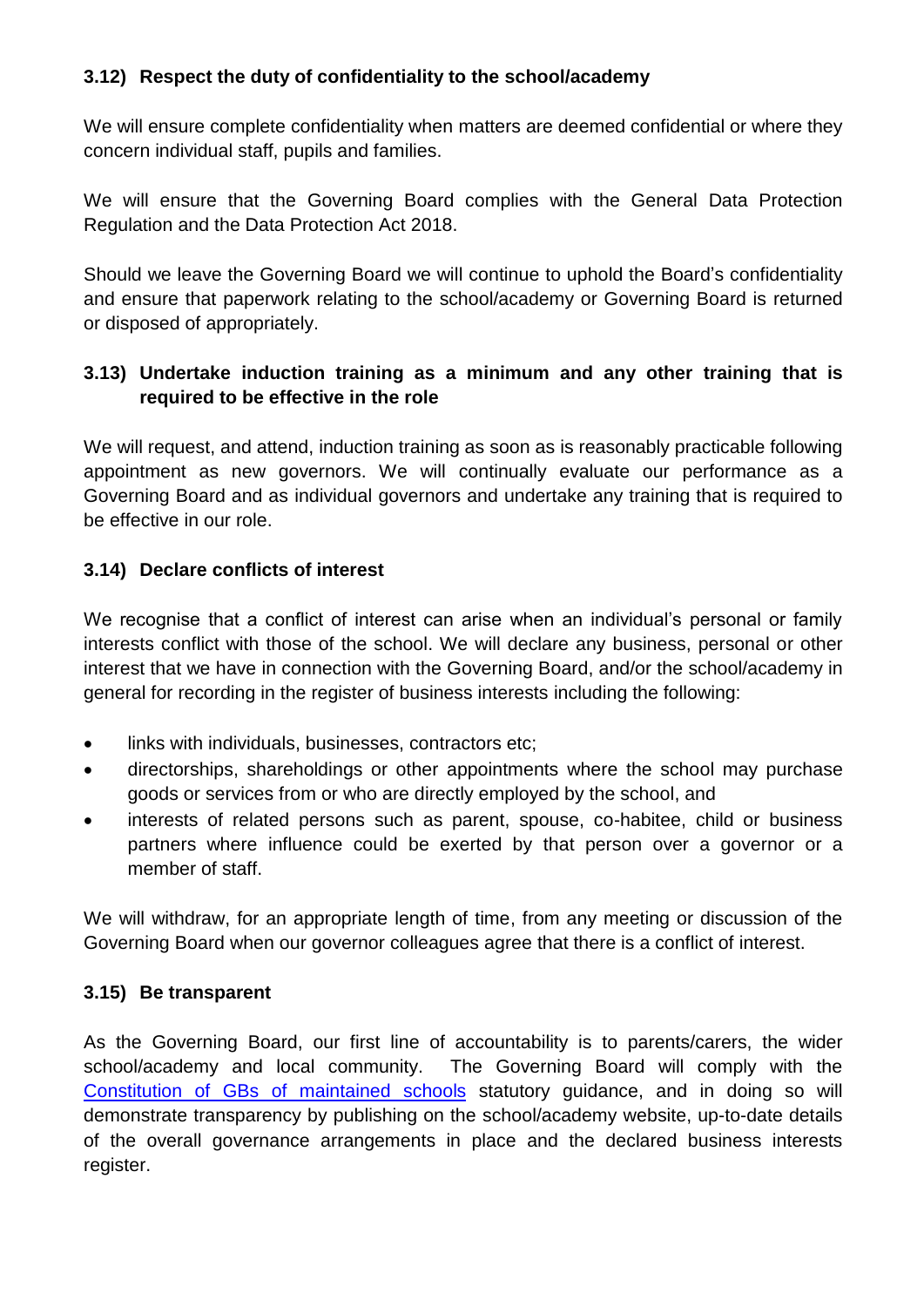### 3.12) Respect the duty of confidentiality to the school/academy

We will ensure complete confidentiality when matters are deemed confidential or where they concern individual staff, pupils and families.

We will ensure that the Governing Board complies with the General Data Protection Regulation and the Data Protection Act 2018.

Should we leave the Governing Board we will continue to uphold the Board's confidentiality and ensure that paperwork relating to the school/academy or Governing Board is returned or disposed of appropriately.

### 3.13) Undertake induction training as a minimum and any other training that is required to be effective in the role

We will request, and attend, induction training as soon as is reasonably practicable following appointment as new governors. We will continually evaluate our performance as a Governing Board and as individual governors and undertake any training that is required to be effective in our role.

### 3.14) Declare conflicts of interest

We recognise that a conflict of interest can arise when an individual's personal or family interests conflict with those of the school. We will declare any business, personal or other interest that we have in connection with the Governing Board, and/or the school/academy in general for recording in the register of business interests including the following:

- links with individuals, businesses, contractors etc;
- directorships, shareholdings or other appointments where the school may purchase goods or services from or who are directly employed by the school, and
- interests of related persons such as parent, spouse, co-habitee, child or business partners where influence could be exerted by that person over a governor or a member of staff.

We will withdraw, for an appropriate length of time, from any meeting or discussion of the Governing Board when our governor colleagues agree that there is a conflict of interest.

### 3.15) Be transparent

As the Governing Board, our first line of accountability is to parents/carers, the wider school/academy and local community. The Governing Board will comply with the [Constitution of GBs of maintained schools]() statutory guidance, and in doing so will demonstrate transparency by publishing on the school/academy website, up-to-date details of the overall governance arrangements in place and the declared business interests register.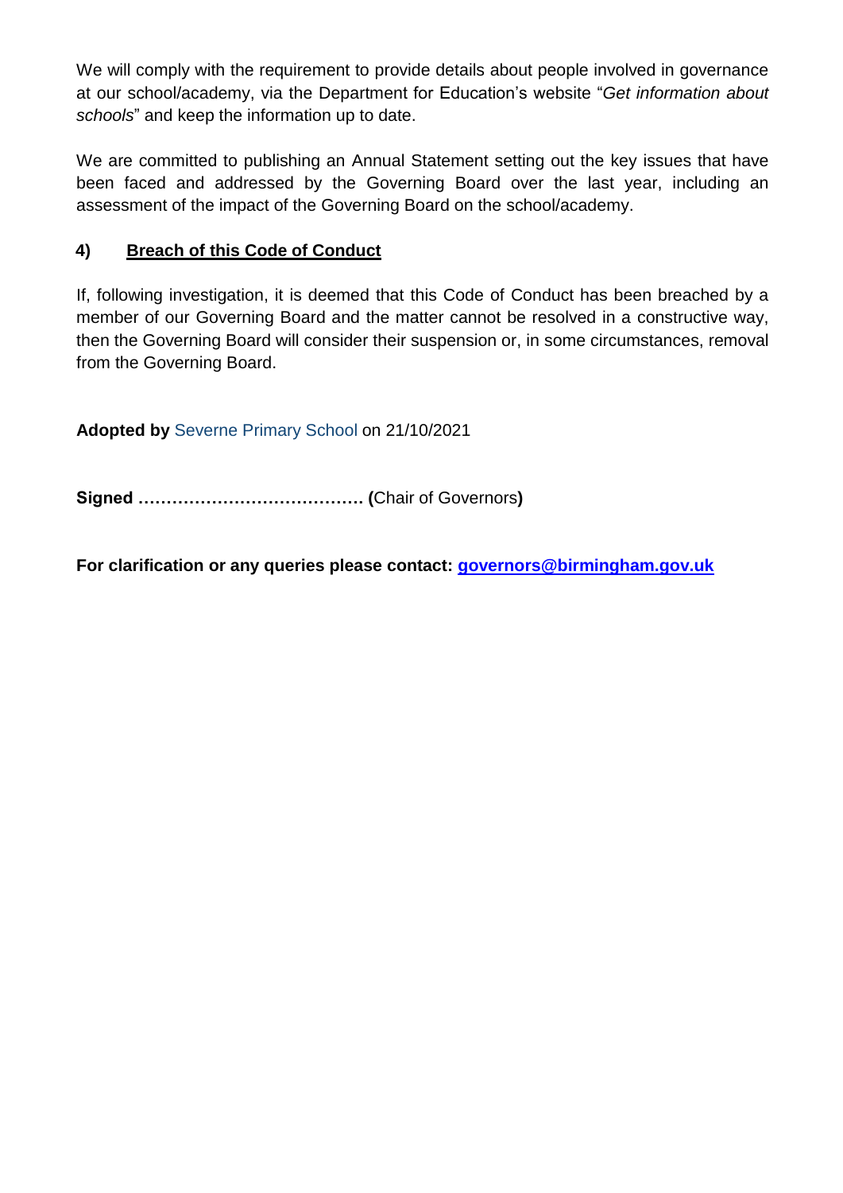We will comply with the requirement to provide details about people involved in governance at our school/academy, via the Department for Education's website "*Get information about schools*" and keep the information up to date.

We are committed to publishing an Annual Statement setting out the key issues that have been faced and addressed by the Governing Board over the last year, including an assessment of the impact of the Governing Board on the school/academy.

## 4) Breach of this Code of Conduct

If, following investigation, it is deemed that this Code of Conduct has been breached by a member of our Governing Board and the matter cannot be resolved in a constructive way, then the Governing Board will consider their suspension or, in some circumstances, removal from the Governing Board.

**Adopted by** Severne Primary School on 21/10/2021

**Signed ………………………………… (**Chair of Governors**)**

**For clarification or any queries please contact: governors@birmingham.gov.uk**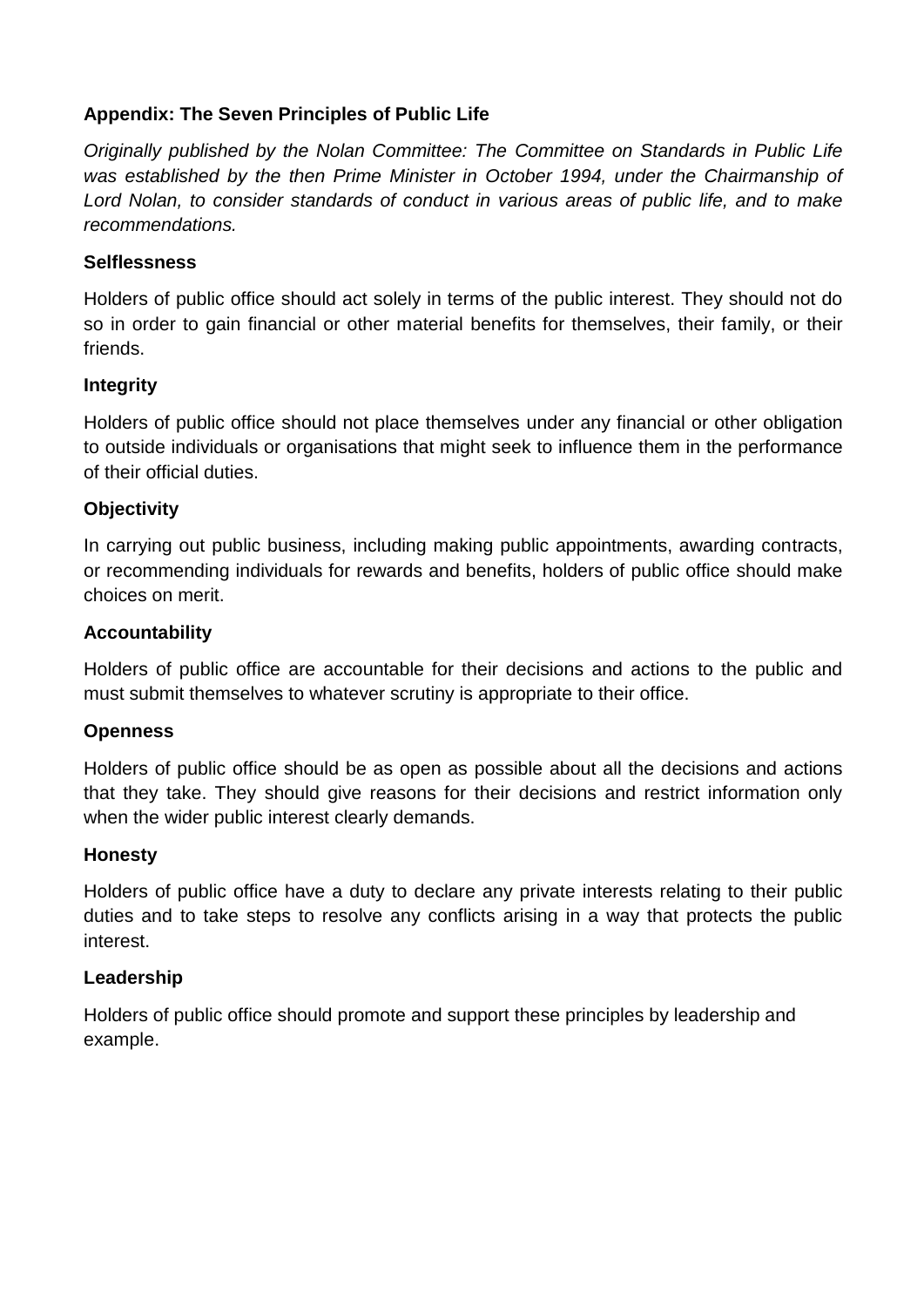## Appendix: The Seven Principles of Public Life

*Originally published by the Nolan Committee: The Committee on Standards in Public Life was established by the then Prime Minister in October 1994, under the Chairmanship of Lord Nolan, to consider standards of conduct in various areas of public life, and to make recommendations.*

### Selflessness

Holders of public office should act solely in terms of the public interest. They should not do so in order to gain financial or other material benefits for themselves, their family, or their friends.

### Integrity

Holders of public office should not place themselves under any financial or other obligation to outside individuals or organisations that might seek to influence them in the performance of their official duties.

### Objectivity

In carrying out public business, including making public appointments, awarding contracts, or recommending individuals for rewards and benefits, holders of public office should make choices on merit.

### Accountability

Holders of public office are accountable for their decisions and actions to the public and must submit themselves to whatever scrutiny is appropriate to their office.

### Openness

Holders of public office should be as open as possible about all the decisions and actions that they take. They should give reasons for their decisions and restrict information only when the wider public interest clearly demands.

### Honesty

Holders of public office have a duty to declare any private interests relating to their public duties and to take steps to resolve any conflicts arising in a way that protects the public interest.

### Leadership

Holders of public office should promote and support these principles by leadership and example.